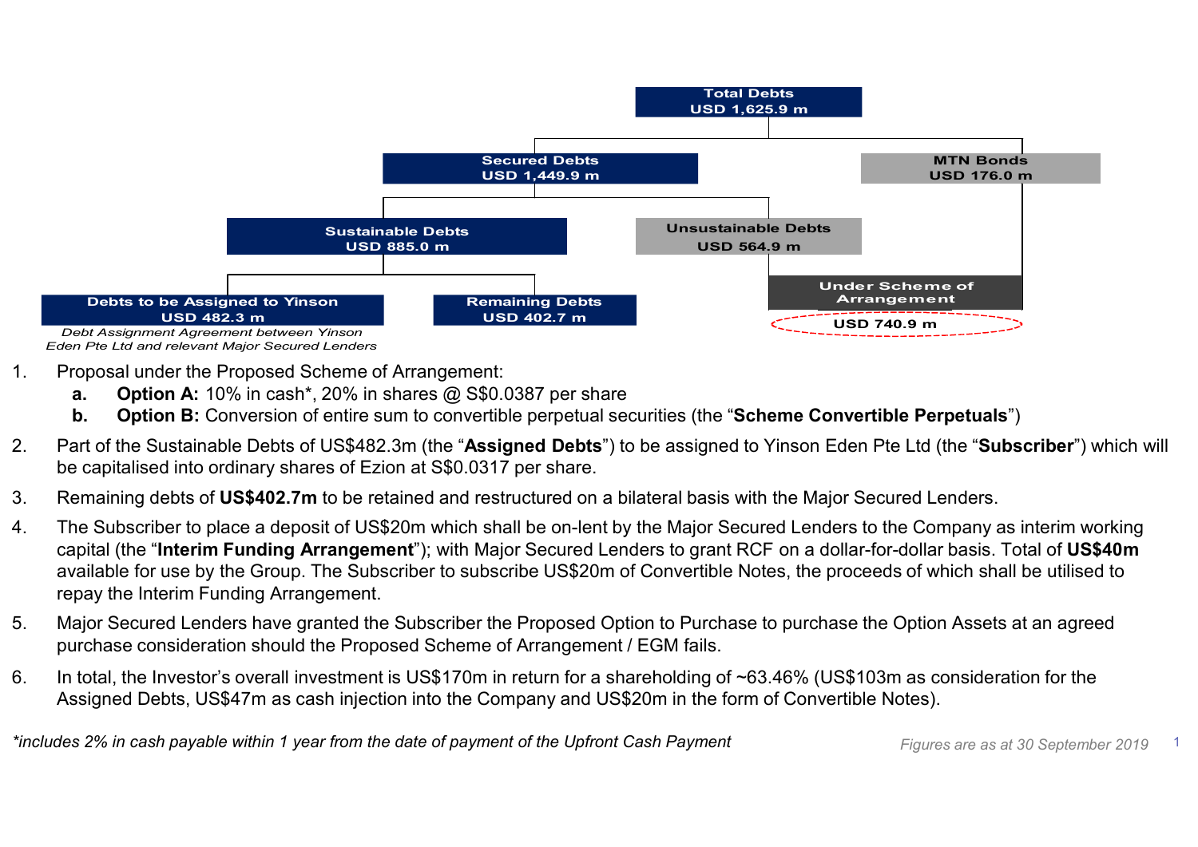- **Total Debts** USD 1,625.9 m
  - **Secured Debts** USD 1,449.9 m
    - **Sustainable Debts** USD 885.0 m
      - **Debts to be Assigned to Yinson** USD 482.3 m
        *Debt Assignment Agreement between Yinson Eden Pte Ltd and relevant Major Secured Lenders*
      - **Remaining Debts** USD 402.7 m
    - **Unsustainable Debts** USD 564.9 m
  - **MTN Bonds** USD 176.0 m

**Under Scheme of Arrangement** (Unsustainable Debts + MTN Bonds): USD 740.9 m

1. Proposal under the Proposed Scheme of Arrangement:
   - **a. Option A:** 10% in cash*, 20% in shares @ S$0.0387 per share
   - **b. Option B:** Conversion of entire sum to convertible perpetual securities (the "**Scheme Convertible Perpetuals**")
2. Part of the Sustainable Debts of US$482.3m (the "**Assigned Debts**") to be assigned to Yinson Eden Pte Ltd (the "**Subscriber**") which will be capitalised into ordinary shares of Ezion at S$0.0317 per share.
3. Remaining debts of **US$402.7m** to be retained and restructured on a bilateral basis with the Major Secured Lenders.
4. The Subscriber to place a deposit of US$20m which shall be on-lent by the Major Secured Lenders to the Company as interim working capital (the "**Interim Funding Arrangement**"); with Major Secured Lenders to grant RCF on a dollar-for-dollar basis. Total of **US$40m** available for use by the Group. The Subscriber to subscribe US$20m of Convertible Notes, the proceeds of which shall be utilised to repay the Interim Funding Arrangement.
5. Major Secured Lenders have granted the Subscriber the Proposed Option to Purchase to purchase the Option Assets at an agreed purchase consideration should the Proposed Scheme of Arrangement / EGM fails.
6. In total, the Investor's overall investment is US$170m in return for a shareholding of ~63.46% (US$103m as consideration for the Assigned Debts, US$47m as cash injection into the Company and US$20m in the form of Convertible Notes).

*\*includes 2% in cash payable within 1 year from the date of payment of the Upfront Cash Payment*

*Figures are as at 30 September 2019*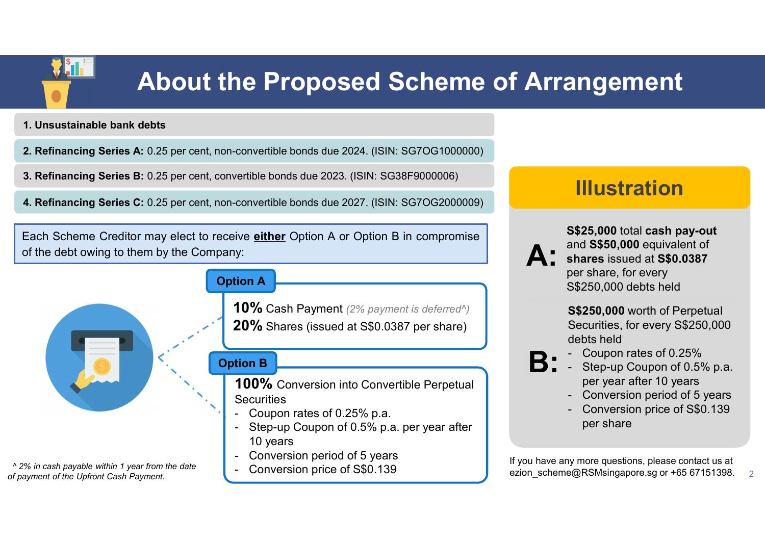# About the Proposed Scheme of Arrangement

1. **Unsustainable bank debts**
2. **Refinancing Series A:** 0.25 per cent, non-convertible bonds due 2024. (ISIN: SG7OG1000000)
3. **Refinancing Series B:** 0.25 per cent, convertible bonds due 2023. (ISIN: SG38F9000006)
4. **Refinancing Series C:** 0.25 per cent, non-convertible bonds due 2027. (ISIN: SG7OG2000009)

Each Scheme Creditor may elect to receive **either** Option A or Option B in compromise of the debt owing to them by the Company:

**Option A**

**10%** Cash Payment *(2% payment is deferred^)*
**20%** Shares (issued at S$0.0387 per share)

**Option B**

**100%** Conversion into Convertible Perpetual Securities

- Coupon rates of 0.25% p.a.
- Step-up Coupon of 0.5% p.a. per year after 10 years
- Conversion period of 5 years
- Conversion price of S$0.139

*^ 2% in cash payable within 1 year from the date of payment of the Upfront Cash Payment.*

## Illustration

**A:** **S$25,000** total **cash pay-out** and **S$50,000** equivalent of **shares** issued at **S$0.0387** per share, for every S$250,000 debts held

**B:** **S$250,000** worth of Perpetual Securities, for every S$250,000 debts held

- Coupon rates of 0.25%
- Step-up Coupon of 0.5% p.a. per year after 10 years
- Conversion period of 5 years
- Conversion price of S$0.139 per share

If you have any more questions, please contact us at ezion_scheme@RSMsingapore.sg or +65 67151398.